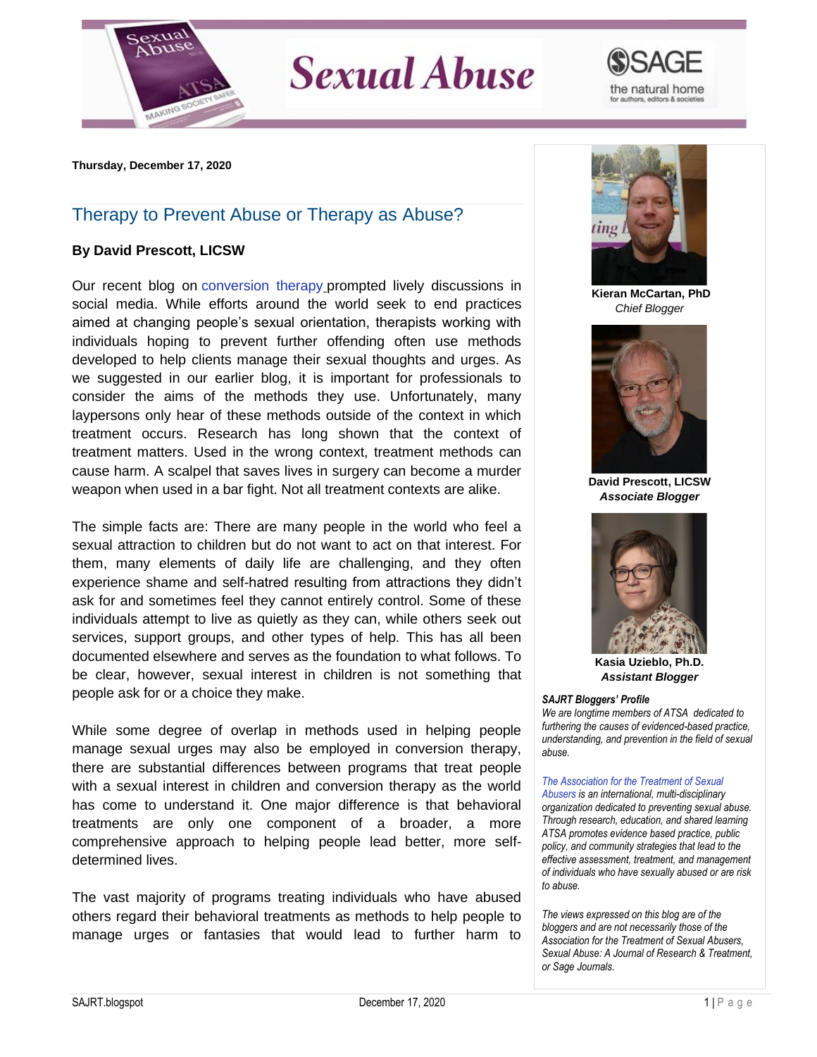**Thursday, December 17, 2020**

# Therapy to Prevent Abuse or Therapy as Abuse?

**By David Prescott, LICSW**

Our recent blog on conversion therapy prompted lively discussions in social media. While efforts around the world seek to end practices aimed at changing people's sexual orientation, therapists working with individuals hoping to prevent further offending often use methods developed to help clients manage their sexual thoughts and urges. As we suggested in our earlier blog, it is important for professionals to consider the aims of the methods they use. Unfortunately, many laypersons only hear of these methods outside of the context in which treatment occurs. Research has long shown that the context of treatment matters. Used in the wrong context, treatment methods can cause harm. A scalpel that saves lives in surgery can become a murder weapon when used in a bar fight. Not all treatment contexts are alike.

The simple facts are: There are many people in the world who feel a sexual attraction to children but do not want to act on that interest. For them, many elements of daily life are challenging, and they often experience shame and self-hatred resulting from attractions they didn't ask for and sometimes feel they cannot entirely control. Some of these individuals attempt to live as quietly as they can, while others seek out services, support groups, and other types of help. This has all been documented elsewhere and serves as the foundation to what follows. To be clear, however, sexual interest in children is not something that people ask for or a choice they make.

While some degree of overlap in methods used in helping people manage sexual urges may also be employed in conversion therapy, there are substantial differences between programs that treat people with a sexual interest in children and conversion therapy as the world has come to understand it. One major difference is that behavioral treatments are only one component of a broader, a more comprehensive approach to helping people lead better, more self-determined lives.

The vast majority of programs treating individuals who have abused others regard their behavioral treatments as methods to help people to manage urges or fantasies that would lead to further harm to

**Kieran McCartan, PhD**
*Chief Blogger*

**David Prescott, LICSW**
***Associate Blogger***

**Kasia Uzieblo, Ph.D.**
***Assistant Blogger***

***SAJRT Bloggers' Profile***
*We are longtime members of ATSA dedicated to furthering the causes of evidenced-based practice, understanding, and prevention in the field of sexual abuse.*

*The Association for the Treatment of Sexual Abusers is an international, multi-disciplinary organization dedicated to preventing sexual abuse. Through research, education, and shared learning ATSA promotes evidence based practice, public policy, and community strategies that lead to the effective assessment, treatment, and management of individuals who have sexually abused or are risk to abuse.*

*The views expressed on this blog are of the bloggers and are not necessarily those of the Association for the Treatment of Sexual Abusers, Sexual Abuse: A Journal of Research & Treatment, or Sage Journals.*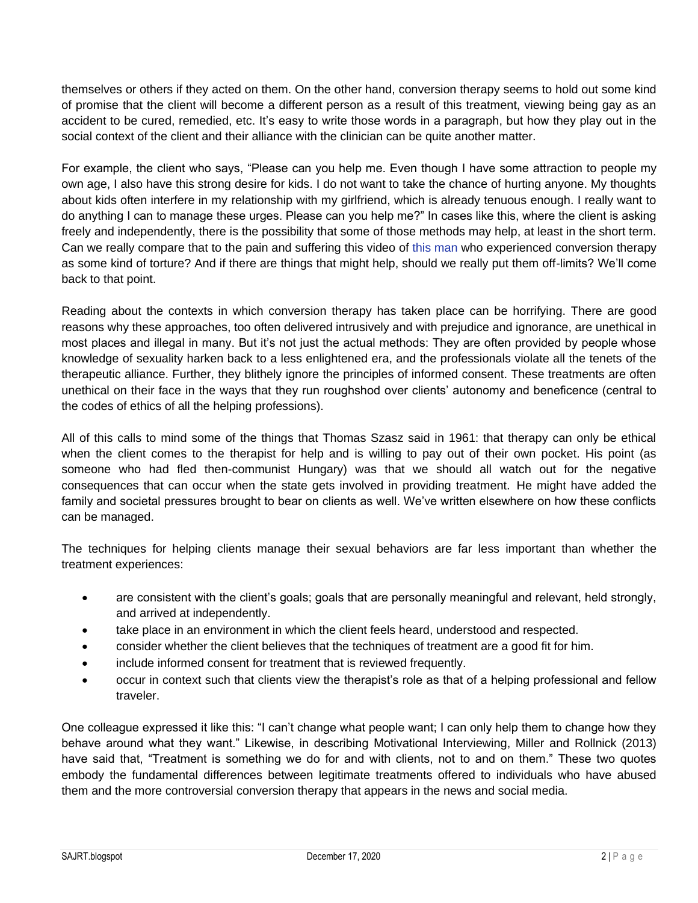themselves or others if they acted on them. On the other hand, conversion therapy seems to hold out some kind of promise that the client will become a different person as a result of this treatment, viewing being gay as an accident to be cured, remedied, etc. It's easy to write those words in a paragraph, but how they play out in the social context of the client and their alliance with the clinician can be quite another matter.

For example, the client who says, "Please can you help me. Even though I have some attraction to people my own age, I also have this strong desire for kids. I do not want to take the chance of hurting anyone. My thoughts about kids often interfere in my relationship with my girlfriend, which is already tenuous enough. I really want to do anything I can to manage these urges. Please can you help me?" In cases like this, where the client is asking freely and independently, there is the possibility that some of those methods may help, at least in the short term. Can we really compare that to the pain and suffering this video of this man who experienced conversion therapy as some kind of torture? And if there are things that might help, should we really put them off-limits? We'll come back to that point.

Reading about the contexts in which conversion therapy has taken place can be horrifying. There are good reasons why these approaches, too often delivered intrusively and with prejudice and ignorance, are unethical in most places and illegal in many. But it's not just the actual methods: They are often provided by people whose knowledge of sexuality harken back to a less enlightened era, and the professionals violate all the tenets of the therapeutic alliance. Further, they blithely ignore the principles of informed consent. These treatments are often unethical on their face in the ways that they run roughshod over clients' autonomy and beneficence (central to the codes of ethics of all the helping professions).

All of this calls to mind some of the things that Thomas Szasz said in 1961: that therapy can only be ethical when the client comes to the therapist for help and is willing to pay out of their own pocket. His point (as someone who had fled then-communist Hungary) was that we should all watch out for the negative consequences that can occur when the state gets involved in providing treatment. He might have added the family and societal pressures brought to bear on clients as well. We've written elsewhere on how these conflicts can be managed.

The techniques for helping clients manage their sexual behaviors are far less important than whether the treatment experiences:

- are consistent with the client's goals; goals that are personally meaningful and relevant, held strongly, and arrived at independently.
- take place in an environment in which the client feels heard, understood and respected.
- consider whether the client believes that the techniques of treatment are a good fit for him.
- include informed consent for treatment that is reviewed frequently.
- occur in context such that clients view the therapist's role as that of a helping professional and fellow traveler.

One colleague expressed it like this: "I can't change what people want; I can only help them to change how they behave around what they want." Likewise, in describing Motivational Interviewing, Miller and Rollnick (2013) have said that, "Treatment is something we do for and with clients, not to and on them." These two quotes embody the fundamental differences between legitimate treatments offered to individuals who have abused them and the more controversial conversion therapy that appears in the news and social media.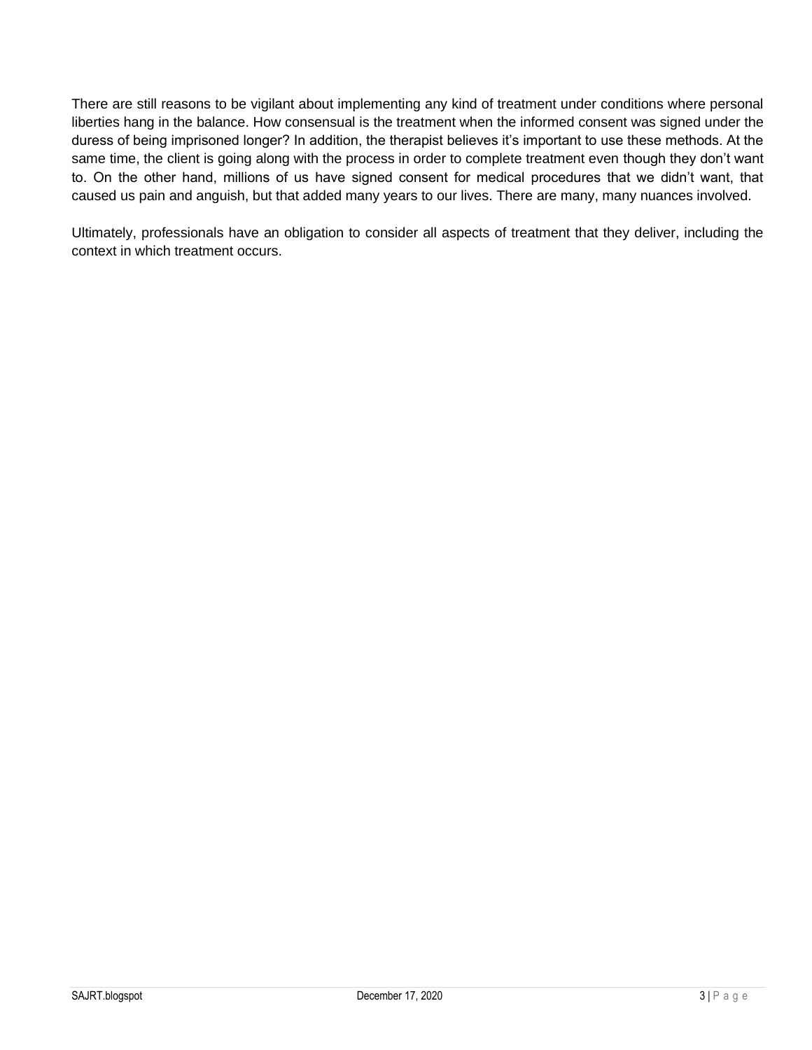There are still reasons to be vigilant about implementing any kind of treatment under conditions where personal liberties hang in the balance. How consensual is the treatment when the informed consent was signed under the duress of being imprisoned longer? In addition, the therapist believes it's important to use these methods. At the same time, the client is going along with the process in order to complete treatment even though they don't want to. On the other hand, millions of us have signed consent for medical procedures that we didn't want, that caused us pain and anguish, but that added many years to our lives. There are many, many nuances involved.

Ultimately, professionals have an obligation to consider all aspects of treatment that they deliver, including the context in which treatment occurs.